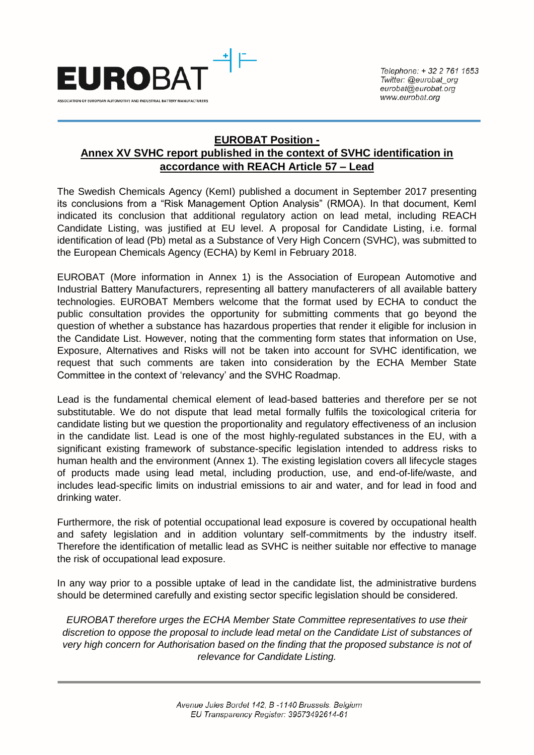EUROBAT

ASSOCIATION OF EUROPEAN AUTOMOTIVE AND INDUSTRIAL BATTERY MANUFACTURERS

*Telephone: + 32 2 761 1653*
*Twitter: @eurobat_org*
*eurobat@eurobat.org*
*www.eurobat.org*

# EUROBAT Position - Annex XV SVHC report published in the context of SVHC identification in accordance with REACH Article 57 – Lead

The Swedish Chemicals Agency (KemI) published a document in September 2017 presenting its conclusions from a "Risk Management Option Analysis" (RMOA). In that document, KemI indicated its conclusion that additional regulatory action on lead metal, including REACH Candidate Listing, was justified at EU level. A proposal for Candidate Listing, i.e. formal identification of lead (Pb) metal as a Substance of Very High Concern (SVHC), was submitted to the European Chemicals Agency (ECHA) by KemI in February 2018.

EUROBAT (More information in Annex 1) is the Association of European Automotive and Industrial Battery Manufacturers, representing all battery manufacterers of all available battery technologies. EUROBAT Members welcome that the format used by ECHA to conduct the public consultation provides the opportunity for submitting comments that go beyond the question of whether a substance has hazardous properties that render it eligible for inclusion in the Candidate List. However, noting that the commenting form states that information on Use, Exposure, Alternatives and Risks will not be taken into account for SVHC identification, we request that such comments are taken into consideration by the ECHA Member State Committee in the context of 'relevancy' and the SVHC Roadmap.

Lead is the fundamental chemical element of lead-based batteries and therefore per se not substitutable. We do not dispute that lead metal formally fulfils the toxicological criteria for candidate listing but we question the proportionality and regulatory effectiveness of an inclusion in the candidate list. Lead is one of the most highly-regulated substances in the EU, with a significant existing framework of substance-specific legislation intended to address risks to human health and the environment (Annex 1). The existing legislation covers all lifecycle stages of products made using lead metal, including production, use, and end-of-life/waste, and includes lead-specific limits on industrial emissions to air and water, and for lead in food and drinking water.

Furthermore, the risk of potential occupational lead exposure is covered by occupational health and safety legislation and in addition voluntary self-commitments by the industry itself. Therefore the identification of metallic lead as SVHC is neither suitable nor effective to manage the risk of occupational lead exposure.

In any way prior to a possible uptake of lead in the candidate list, the administrative burdens should be determined carefully and existing sector specific legislation should be considered.

*EUROBAT therefore urges the ECHA Member State Committee representatives to use their discretion to oppose the proposal to include lead metal on the Candidate List of substances of very high concern for Authorisation based on the finding that the proposed substance is not of relevance for Candidate Listing.*

*Avenue Jules Bordet 142, B -1140 Brussels, Belgium*
*EU Transparency Register: 39573492614-61*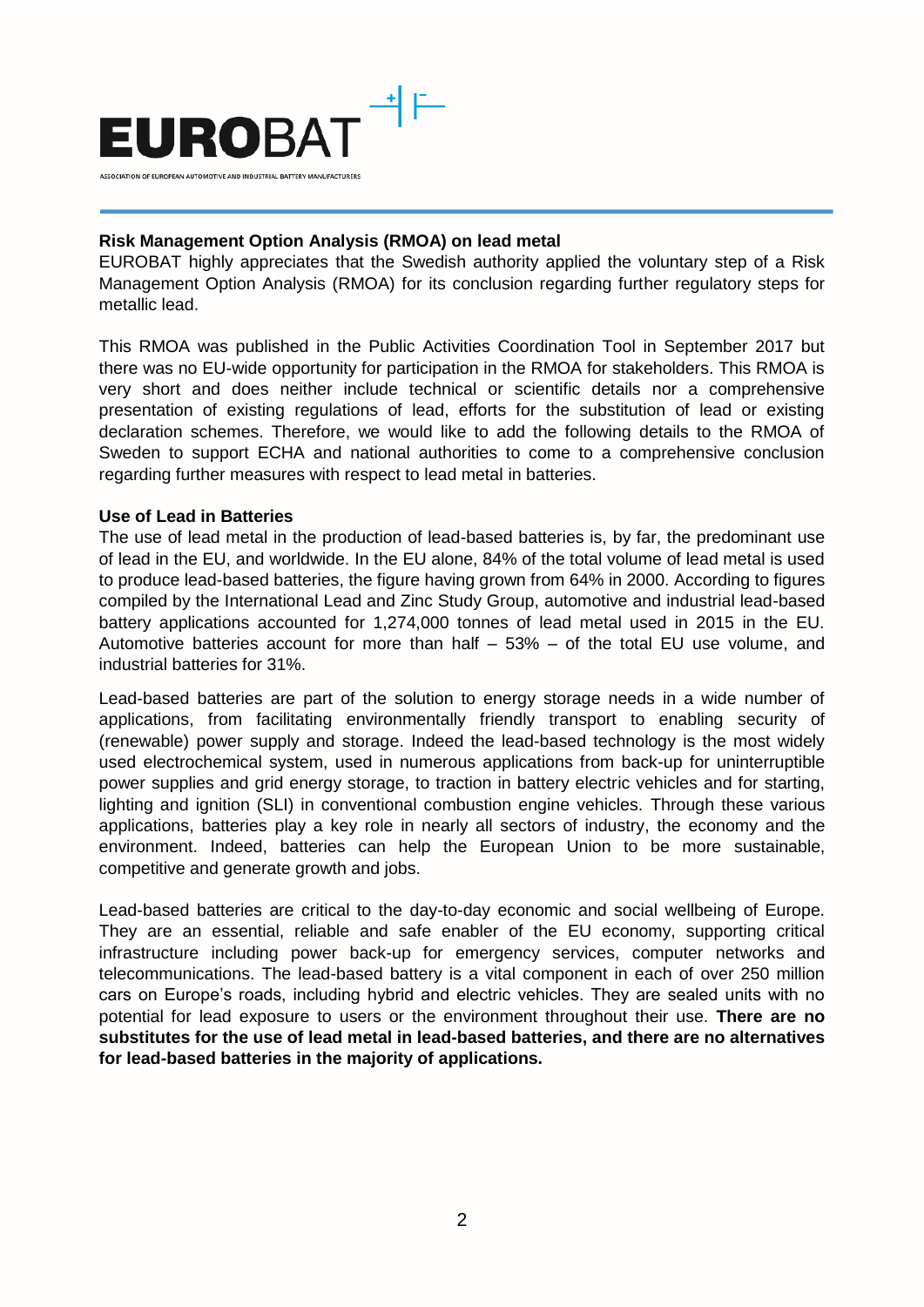**Risk Management Option Analysis (RMOA) on lead metal**

EUROBAT highly appreciates that the Swedish authority applied the voluntary step of a Risk Management Option Analysis (RMOA) for its conclusion regarding further regulatory steps for metallic lead.

This RMOA was published in the Public Activities Coordination Tool in September 2017 but there was no EU-wide opportunity for participation in the RMOA for stakeholders. This RMOA is very short and does neither include technical or scientific details nor a comprehensive presentation of existing regulations of lead, efforts for the substitution of lead or existing declaration schemes. Therefore, we would like to add the following details to the RMOA of Sweden to support ECHA and national authorities to come to a comprehensive conclusion regarding further measures with respect to lead metal in batteries.

**Use of Lead in Batteries**

The use of lead metal in the production of lead-based batteries is, by far, the predominant use of lead in the EU, and worldwide. In the EU alone, 84% of the total volume of lead metal is used to produce lead-based batteries, the figure having grown from 64% in 2000. According to figures compiled by the International Lead and Zinc Study Group, automotive and industrial lead-based battery applications accounted for 1,274,000 tonnes of lead metal used in 2015 in the EU. Automotive batteries account for more than half – 53% – of the total EU use volume, and industrial batteries for 31%.

Lead-based batteries are part of the solution to energy storage needs in a wide number of applications, from facilitating environmentally friendly transport to enabling security of (renewable) power supply and storage. Indeed the lead-based technology is the most widely used electrochemical system, used in numerous applications from back-up for uninterruptible power supplies and grid energy storage, to traction in battery electric vehicles and for starting, lighting and ignition (SLI) in conventional combustion engine vehicles. Through these various applications, batteries play a key role in nearly all sectors of industry, the economy and the environment. Indeed, batteries can help the European Union to be more sustainable, competitive and generate growth and jobs.

Lead-based batteries are critical to the day-to-day economic and social wellbeing of Europe. They are an essential, reliable and safe enabler of the EU economy, supporting critical infrastructure including power back-up for emergency services, computer networks and telecommunications. The lead-based battery is a vital component in each of over 250 million cars on Europe's roads, including hybrid and electric vehicles. They are sealed units with no potential for lead exposure to users or the environment throughout their use. **There are no substitutes for the use of lead metal in lead-based batteries, and there are no alternatives for lead-based batteries in the majority of applications.**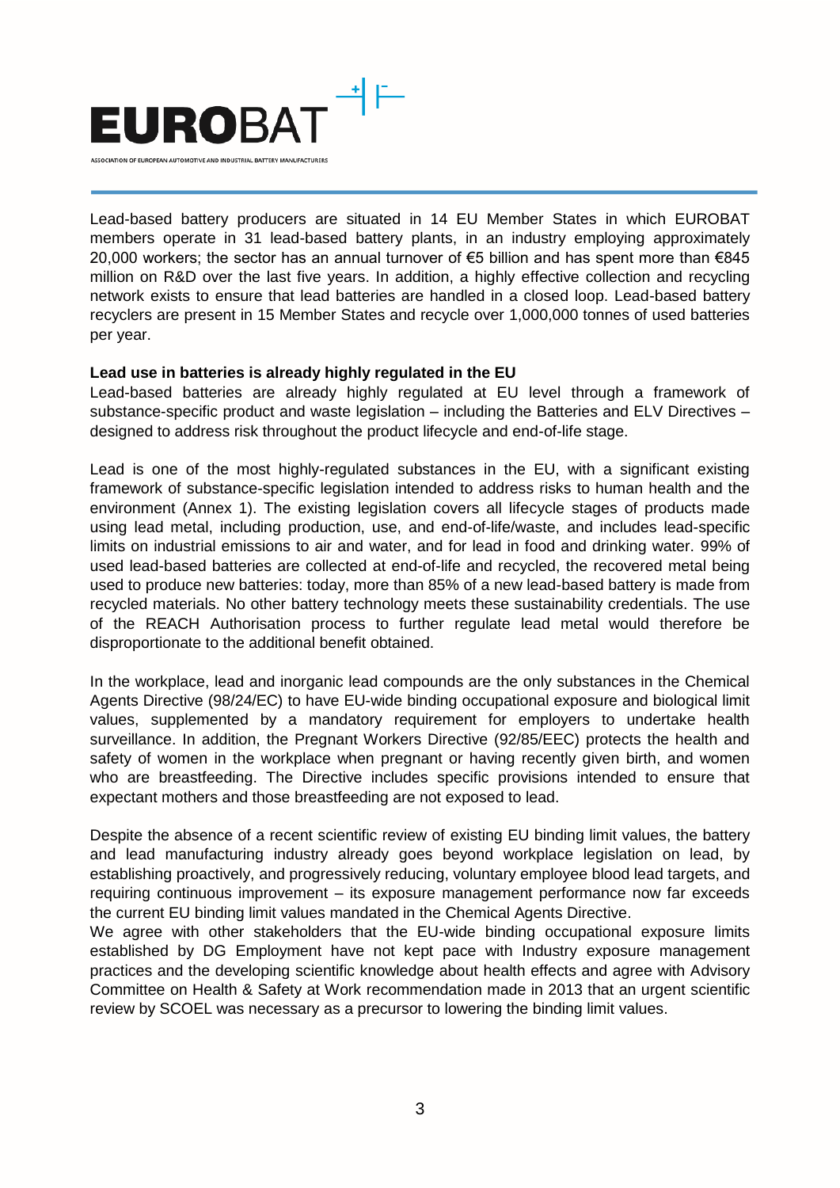Lead-based battery producers are situated in 14 EU Member States in which EUROBAT members operate in 31 lead-based battery plants, in an industry employing approximately 20,000 workers; the sector has an annual turnover of €5 billion and has spent more than €845 million on R&D over the last five years. In addition, a highly effective collection and recycling network exists to ensure that lead batteries are handled in a closed loop. Lead-based battery recyclers are present in 15 Member States and recycle over 1,000,000 tonnes of used batteries per year.

**Lead use in batteries is already highly regulated in the EU**

Lead-based batteries are already highly regulated at EU level through a framework of substance-specific product and waste legislation – including the Batteries and ELV Directives – designed to address risk throughout the product lifecycle and end-of-life stage.

Lead is one of the most highly-regulated substances in the EU, with a significant existing framework of substance-specific legislation intended to address risks to human health and the environment (Annex 1). The existing legislation covers all lifecycle stages of products made using lead metal, including production, use, and end-of-life/waste, and includes lead-specific limits on industrial emissions to air and water, and for lead in food and drinking water. 99% of used lead-based batteries are collected at end-of-life and recycled, the recovered metal being used to produce new batteries: today, more than 85% of a new lead-based battery is made from recycled materials. No other battery technology meets these sustainability credentials. The use of the REACH Authorisation process to further regulate lead metal would therefore be disproportionate to the additional benefit obtained.

In the workplace, lead and inorganic lead compounds are the only substances in the Chemical Agents Directive (98/24/EC) to have EU-wide binding occupational exposure and biological limit values, supplemented by a mandatory requirement for employers to undertake health surveillance. In addition, the Pregnant Workers Directive (92/85/EEC) protects the health and safety of women in the workplace when pregnant or having recently given birth, and women who are breastfeeding. The Directive includes specific provisions intended to ensure that expectant mothers and those breastfeeding are not exposed to lead.

Despite the absence of a recent scientific review of existing EU binding limit values, the battery and lead manufacturing industry already goes beyond workplace legislation on lead, by establishing proactively, and progressively reducing, voluntary employee blood lead targets, and requiring continuous improvement – its exposure management performance now far exceeds the current EU binding limit values mandated in the Chemical Agents Directive.

We agree with other stakeholders that the EU-wide binding occupational exposure limits established by DG Employment have not kept pace with Industry exposure management practices and the developing scientific knowledge about health effects and agree with Advisory Committee on Health & Safety at Work recommendation made in 2013 that an urgent scientific review by SCOEL was necessary as a precursor to lowering the binding limit values.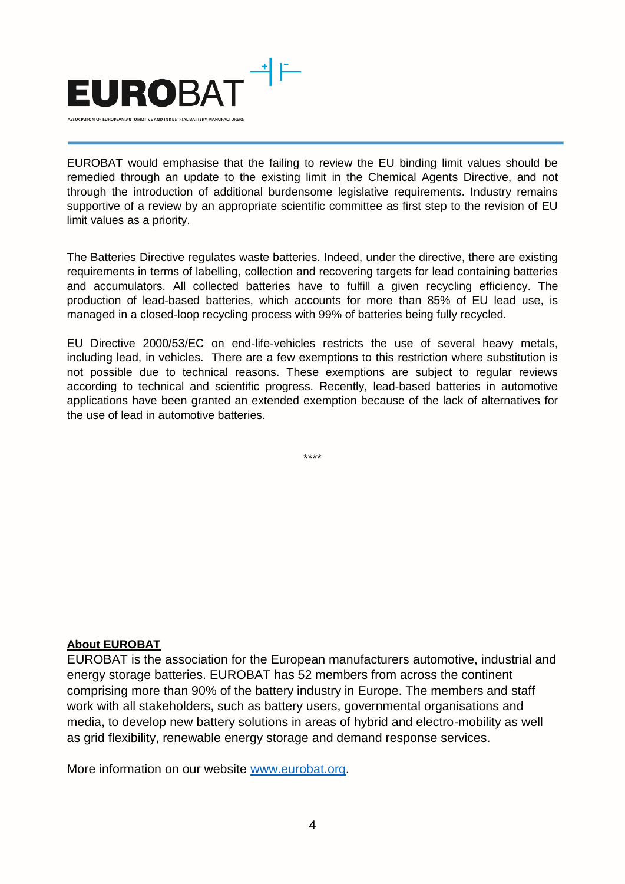EUROBAT would emphasise that the failing to review the EU binding limit values should be remedied through an update to the existing limit in the Chemical Agents Directive, and not through the introduction of additional burdensome legislative requirements. Industry remains supportive of a review by an appropriate scientific committee as first step to the revision of EU limit values as a priority.

The Batteries Directive regulates waste batteries. Indeed, under the directive, there are existing requirements in terms of labelling, collection and recovering targets for lead containing batteries and accumulators. All collected batteries have to fulfill a given recycling efficiency. The production of lead-based batteries, which accounts for more than 85% of EU lead use, is managed in a closed-loop recycling process with 99% of batteries being fully recycled.

EU Directive 2000/53/EC on end-life-vehicles restricts the use of several heavy metals, including lead, in vehicles. There are a few exemptions to this restriction where substitution is not possible due to technical reasons. These exemptions are subject to regular reviews according to technical and scientific progress. Recently, lead-based batteries in automotive applications have been granted an extended exemption because of the lack of alternatives for the use of lead in automotive batteries.

****

**About EUROBAT**

EUROBAT is the association for the European manufacturers automotive, industrial and energy storage batteries. EUROBAT has 52 members from across the continent comprising more than 90% of the battery industry in Europe. The members and staff work with all stakeholders, such as battery users, governmental organisations and media, to develop new battery solutions in areas of hybrid and electro-mobility as well as grid flexibility, renewable energy storage and demand response services.

More information on our website [www.eurobat.org](http://www.eurobat.org).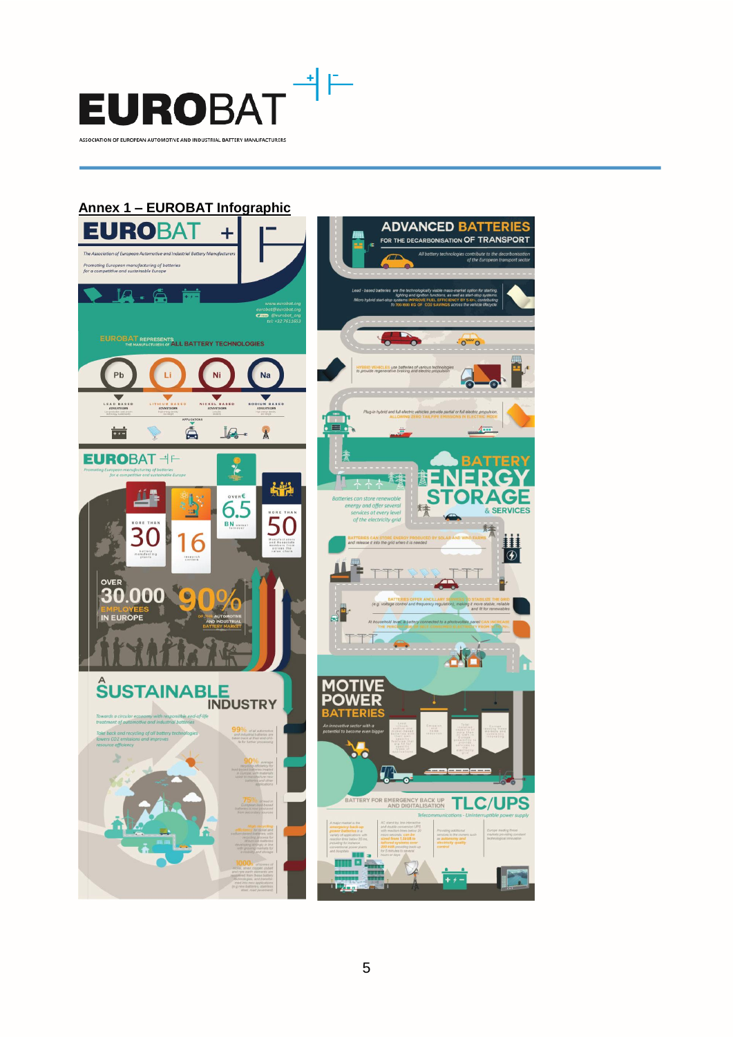## Annex 1 – EUROBAT Infographic

**EUROBAT**

*The Association of European Automotive and Industrial Battery Manufacturers*

*Promoting European manufacturing of batteries for a competitive and sustainable Europe*

www.eurobat.org
eurobat@eurobat.org
@eurobat_org
tel: +32 7611653

EUROBAT REPRESENTS THE MANUFACTURERS OF ALL BATTERY TECHNOLOGIES

- Pb – LEAD BASED
- Li – LITHIUM BASED
- Ni – NICKEL BASED
- Na – SODIUM BASED

APPLICATIONS

MORE THAN 30 battery manufacturing plants

16 research centres

OVER € 6.5 BN annual turnover

MORE THAN 50 Manufacturers and Associate members across the value chain

OVER 30.000 EMPLOYEES IN EUROPE

90% OF THE AUTOMOTIVE AND INDUSTRIAL BATTERY MARKET

## A SUSTAINABLE INDUSTRY

*Towards a circular economy with responsible end-of-life treatment of automotive and industrial batteries*

*Take-back and recycling of all battery technologies lowers CO2 emissions and improves resource efficiency*

99% · 90% · 75% · 1000s

## ADVANCED BATTERIES FOR THE DECARBONISATION OF TRANSPORT

*All battery technologies contribute to the decarbonisation of the European transport sector*

## BATTERY ENERGY STORAGE & SERVICES

*Batteries can store renewable energy and offer several services at every level of the electricity grid*

## MOTIVE POWER BATTERIES

*An innovative sector with a potential to become even bigger*

## TLC/UPS

BATTERY FOR EMERGENCY BACK UP AND DIGITALISATION

*Telecommunications - Uninterruptible power supply*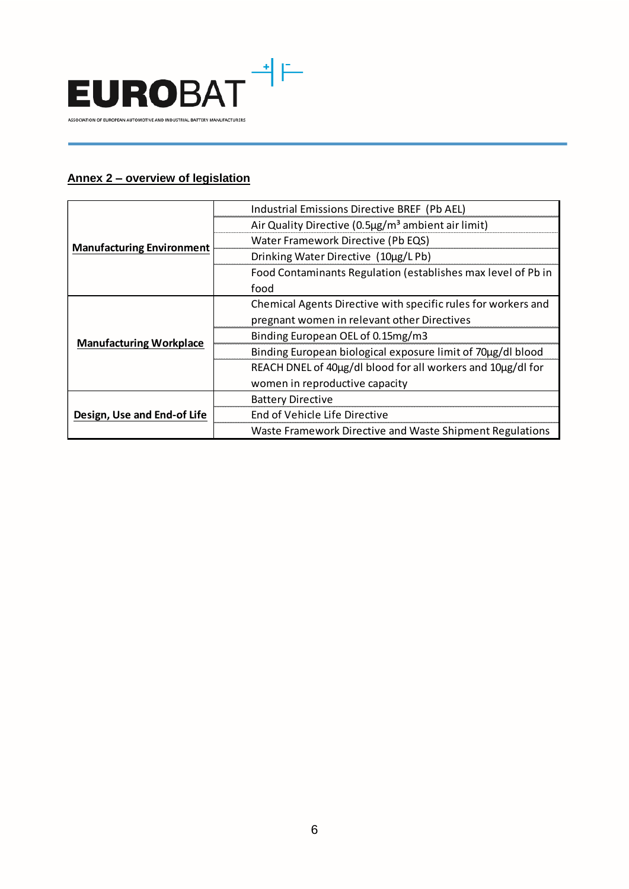## Annex 2 – overview of legislation

| | |
|---|---|
| **Manufacturing Environment** | Industrial Emissions Directive BREF (Pb AEL) |
| | Air Quality Directive (0.5µg/m³ ambient air limit) |
| | Water Framework Directive (Pb EQS) |
| | Drinking Water Directive (10µg/L Pb) |
| | Food Contaminants Regulation (establishes max level of Pb in food |
| **Manufacturing Workplace** | Chemical Agents Directive with specific rules for workers and pregnant women in relevant other Directives |
| | Binding European OEL of 0.15mg/m3 |
| | Binding European biological exposure limit of 70µg/dl blood |
| | REACH DNEL of 40µg/dl blood for all workers and 10µg/dl for women in reproductive capacity |
| **Design, Use and End-of Life** | Battery Directive |
| | End of Vehicle Life Directive |
| | Waste Framework Directive and Waste Shipment Regulations |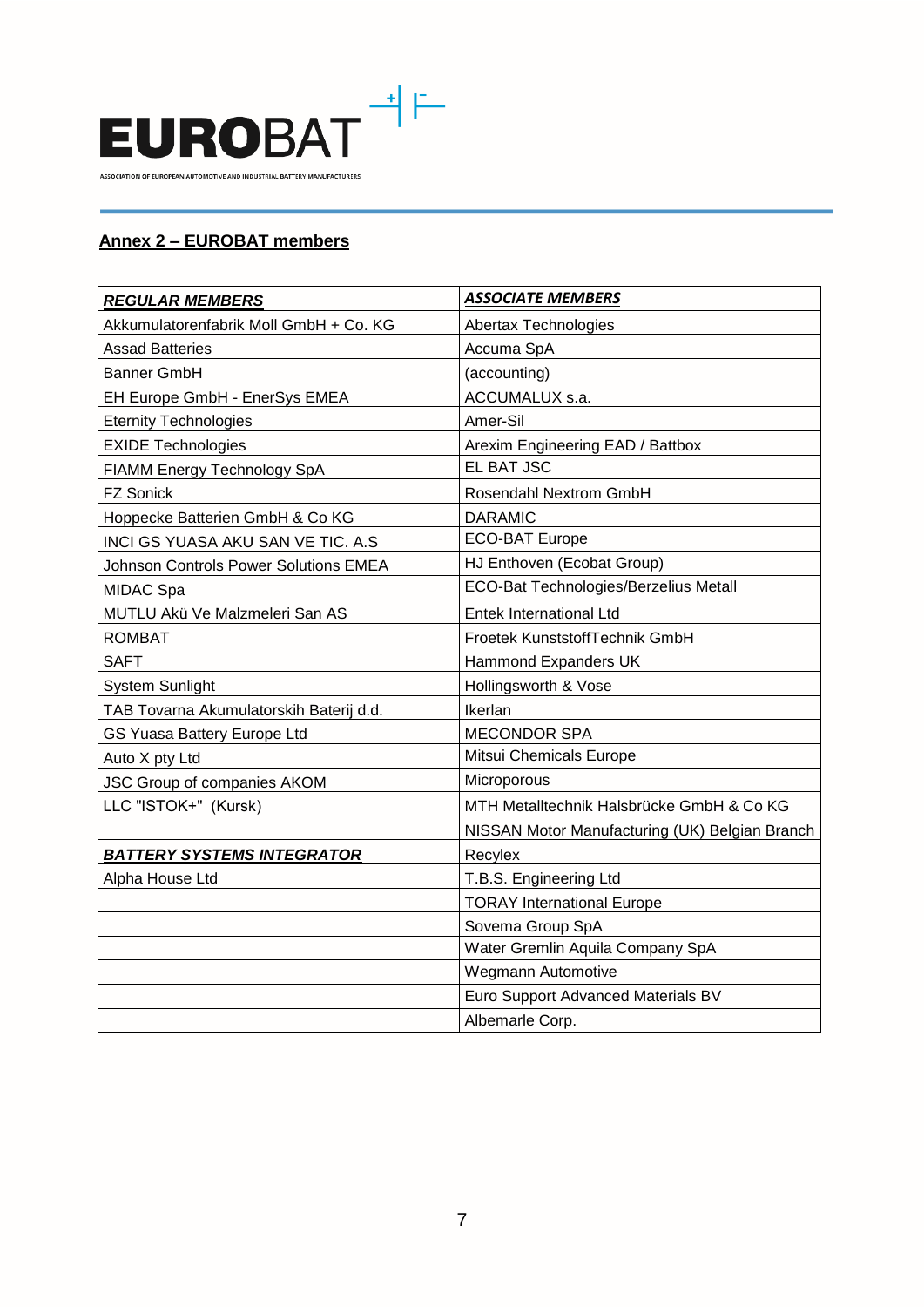EUROBAT

ASSOCIATION OF EUROPEAN AUTOMOTIVE AND INDUSTRIAL BATTERY MANUFACTURERS

## Annex 2 – EUROBAT members

| ***REGULAR MEMBERS*** | ***ASSOCIATE MEMBERS*** |
|---|---|
| Akkumulatorenfabrik Moll GmbH + Co. KG | Abertax Technologies |
| Assad Batteries | Accuma SpA |
| Banner GmbH | (accounting) |
| EH Europe GmbH - EnerSys EMEA | ACCUMALUX s.a. |
| Eternity Technologies | Amer-Sil |
| EXIDE Technologies | Arexim Engineering EAD / Battbox |
| FIAMM Energy Technology SpA | EL BAT JSC |
| FZ Sonick | Rosendahl Nextrom GmbH |
| Hoppecke Batterien GmbH & Co KG | DARAMIC |
| INCI GS YUASA AKU SAN VE TIC. A.S | ECO-BAT Europe |
| Johnson Controls Power Solutions EMEA | HJ Enthoven (Ecobat Group) |
| MIDAC Spa | ECO-Bat Technologies/Berzelius Metall |
| MUTLU Akü Ve Malzmeleri San AS | Entek International Ltd |
| ROMBAT | Froetek KunststoffTechnik GmbH |
| SAFT | Hammond Expanders UK |
| System Sunlight | Hollingsworth & Vose |
| TAB Tovarna Akumulatorskih Baterij d.d. | Ikerlan |
| GS Yuasa Battery Europe Ltd | MECONDOR SPA |
| Auto X pty Ltd | Mitsui Chemicals Europe |
| JSC Group of companies AKOM | Microporous |
| LLC "ISTOK+" (Kursk) | MTH Metalltechnik Halsbrücke GmbH & Co KG |
| | NISSAN Motor Manufacturing (UK) Belgian Branch |
| ***BATTERY SYSTEMS INTEGRATOR*** | Recylex |
| Alpha House Ltd | T.B.S. Engineering Ltd |
| | TORAY International Europe |
| | Sovema Group SpA |
| | Water Gremlin Aquila Company SpA |
| | Wegmann Automotive |
| | Euro Support Advanced Materials BV |
| | Albemarle Corp. |